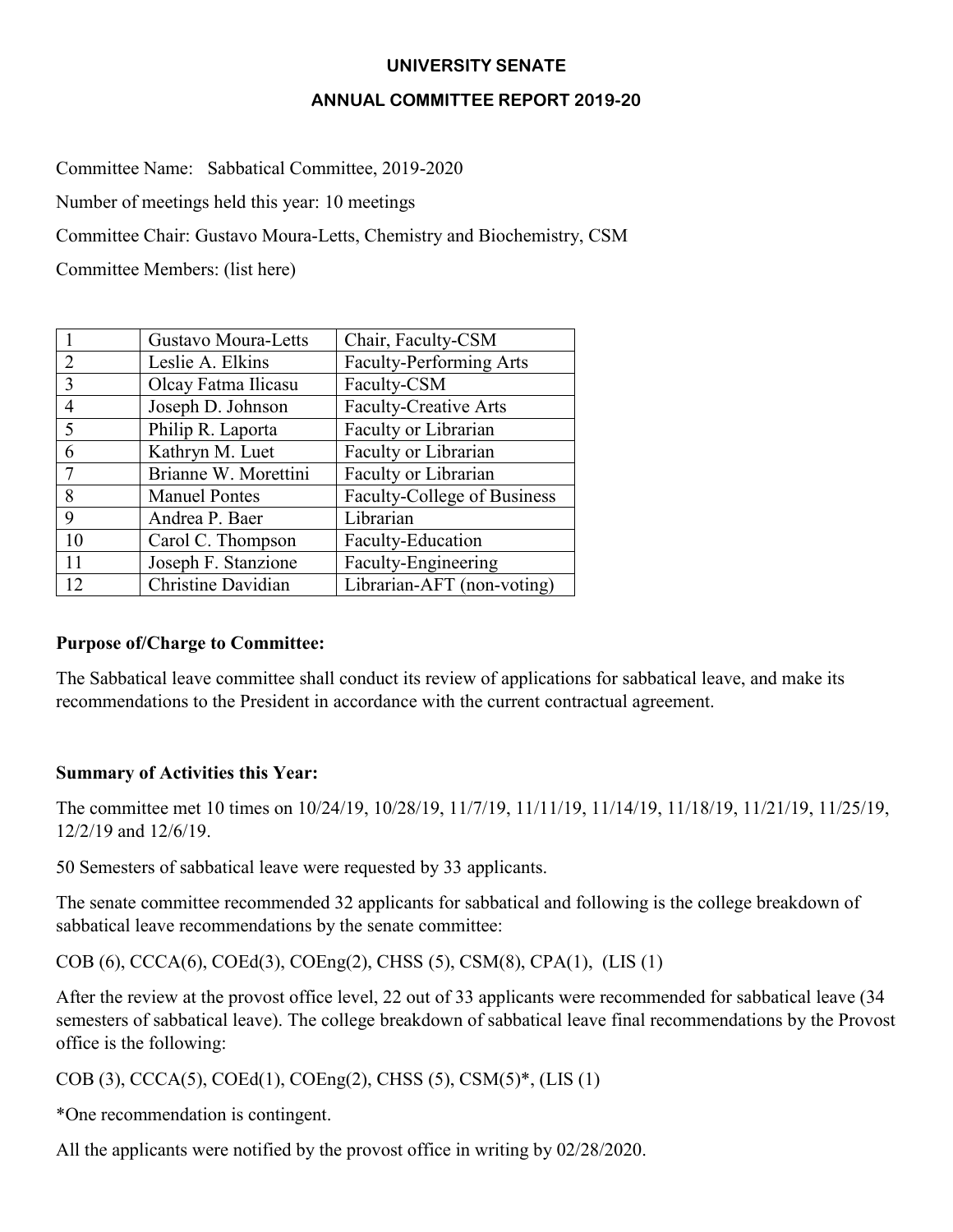# UNIVERSITY SENATE

## ANNUAL COMMITTEE REPORT 2019-20

Committee Name: Sabbatical Committee, 2019-2020

Number of meetings held this year: 10 meetings

Committee Chair: Gustavo Moura-Letts, Chemistry and Biochemistry, CSM

Committee Members: (list here)

| | | |
|---|---|---|
| 1 | Gustavo Moura-Letts | Chair, Faculty-CSM |
| 2 | Leslie A. Elkins | Faculty-Performing Arts |
| 3 | Olcay Fatma Ilicasu | Faculty-CSM |
| 4 | Joseph D. Johnson | Faculty-Creative Arts |
| 5 | Philip R. Laporta | Faculty or Librarian |
| 6 | Kathryn M. Luet | Faculty or Librarian |
| 7 | Brianne W. Morettini | Faculty or Librarian |
| 8 | Manuel Pontes | Faculty-College of Business |
| 9 | Andrea P. Baer | Librarian |
| 10 | Carol C. Thompson | Faculty-Education |
| 11 | Joseph F. Stanzione | Faculty-Engineering |
| 12 | Christine Davidian | Librarian-AFT (non-voting) |

**Purpose of/Charge to Committee:**

The Sabbatical leave committee shall conduct its review of applications for sabbatical leave, and make its recommendations to the President in accordance with the current contractual agreement.

**Summary of Activities this Year:**

The committee met 10 times on 10/24/19, 10/28/19, 11/7/19, 11/11/19, 11/14/19, 11/18/19, 11/21/19, 11/25/19, 12/2/19 and 12/6/19.

50 Semesters of sabbatical leave were requested by 33 applicants.

The senate committee recommended 32 applicants for sabbatical and following is the college breakdown of sabbatical leave recommendations by the senate committee:

COB (6), CCCA(6), COEd(3), COEng(2), CHSS (5), CSM(8), CPA(1), (LIS (1)

After the review at the provost office level, 22 out of 33 applicants were recommended for sabbatical leave (34 semesters of sabbatical leave). The college breakdown of sabbatical leave final recommendations by the Provost office is the following:

COB (3), CCCA(5), COEd(1), COEng(2), CHSS (5), CSM(5)*, (LIS (1)

*One recommendation is contingent.

All the applicants were notified by the provost office in writing by 02/28/2020.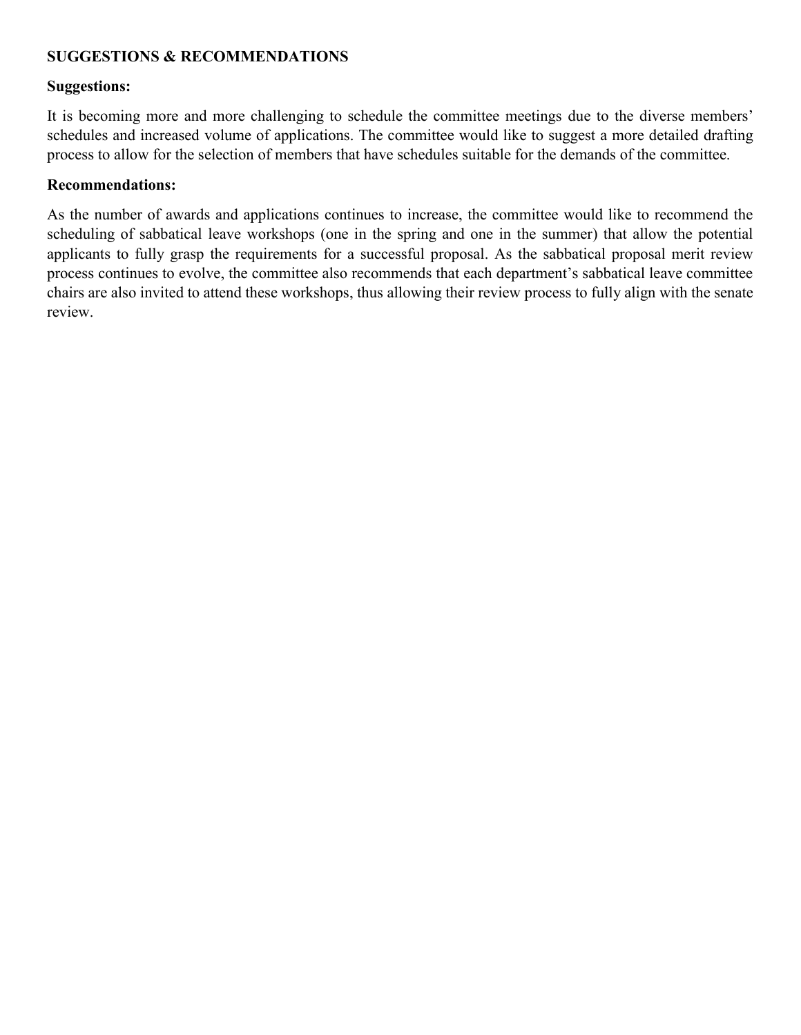## SUGGESTIONS & RECOMMENDATIONS

### Suggestions:

It is becoming more and more challenging to schedule the committee meetings due to the diverse members' schedules and increased volume of applications. The committee would like to suggest a more detailed drafting process to allow for the selection of members that have schedules suitable for the demands of the committee.

### Recommendations:

As the number of awards and applications continues to increase, the committee would like to recommend the scheduling of sabbatical leave workshops (one in the spring and one in the summer) that allow the potential applicants to fully grasp the requirements for a successful proposal. As the sabbatical proposal merit review process continues to evolve, the committee also recommends that each department's sabbatical leave committee chairs are also invited to attend these workshops, thus allowing their review process to fully align with the senate review.